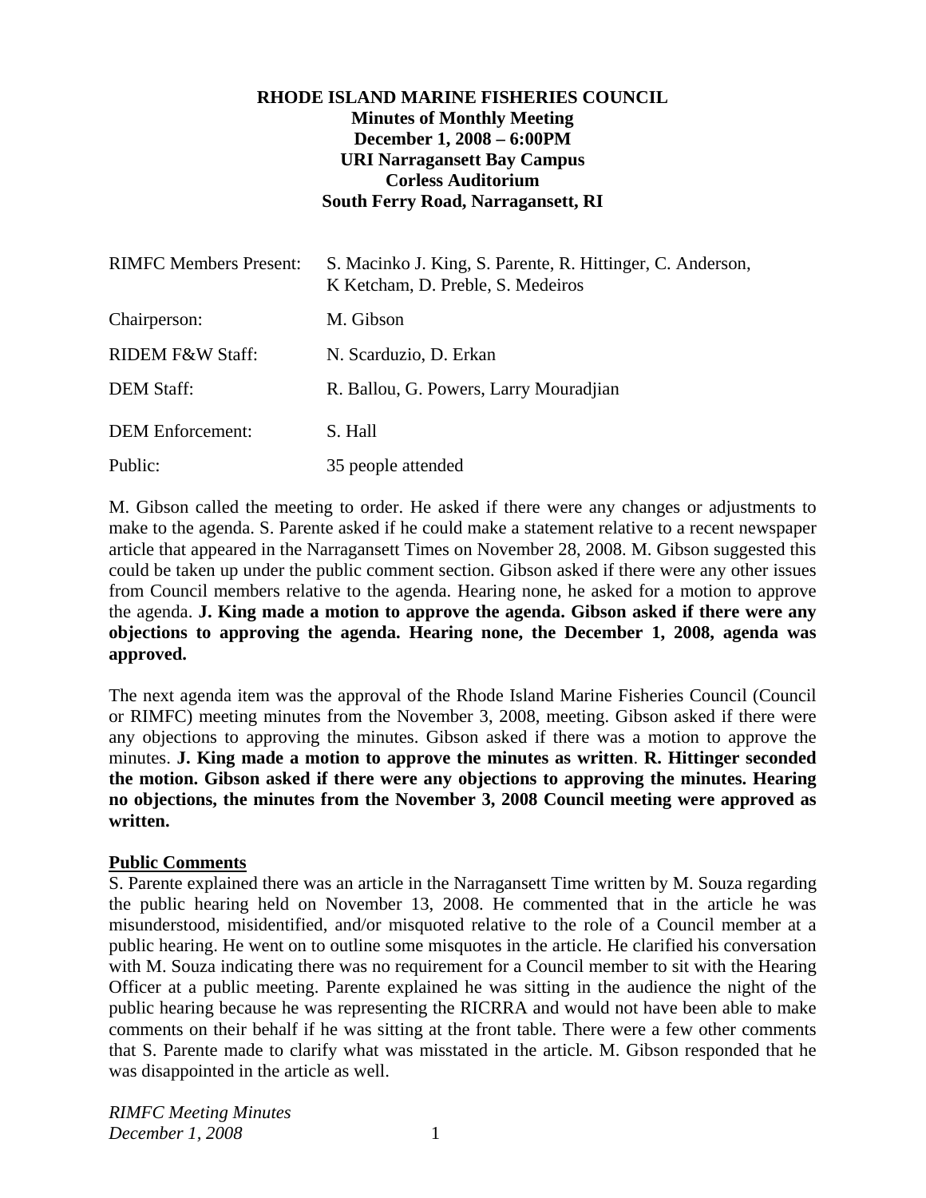**RHODE ISLAND MARINE FISHERIES COUNCIL**
**Minutes of Monthly Meeting**
**December 1, 2008 – 6:00PM**
**URI Narragansett Bay Campus**
**Corless Auditorium**
**South Ferry Road, Narragansett, RI**

| | |
|---|---|
| RIMFC Members Present: | S. Macinko J. King, S. Parente, R. Hittinger, C. Anderson, K Ketcham, D. Preble, S. Medeiros |
| Chairperson: | M. Gibson |
| RIDEM F&W Staff: | N. Scarduzio, D. Erkan |
| DEM Staff: | R. Ballou, G. Powers, Larry Mouradjian |
| DEM Enforcement: | S. Hall |
| Public: | 35 people attended |

M. Gibson called the meeting to order. He asked if there were any changes or adjustments to make to the agenda. S. Parente asked if he could make a statement relative to a recent newspaper article that appeared in the Narragansett Times on November 28, 2008. M. Gibson suggested this could be taken up under the public comment section. Gibson asked if there were any other issues from Council members relative to the agenda. Hearing none, he asked for a motion to approve the agenda. **J. King made a motion to approve the agenda. Gibson asked if there were any objections to approving the agenda. Hearing none, the December 1, 2008, agenda was approved.**

The next agenda item was the approval of the Rhode Island Marine Fisheries Council (Council or RIMFC) meeting minutes from the November 3, 2008, meeting. Gibson asked if there were any objections to approving the minutes. Gibson asked if there was a motion to approve the minutes. **J. King made a motion to approve the minutes as written**. **R. Hittinger seconded the motion. Gibson asked if there were any objections to approving the minutes. Hearing no objections, the minutes from the November 3, 2008 Council meeting were approved as written.**

**Public Comments**

S. Parente explained there was an article in the Narragansett Time written by M. Souza regarding the public hearing held on November 13, 2008. He commented that in the article he was misunderstood, misidentified, and/or misquoted relative to the role of a Council member at a public hearing. He went on to outline some misquotes in the article. He clarified his conversation with M. Souza indicating there was no requirement for a Council member to sit with the Hearing Officer at a public meeting. Parente explained he was sitting in the audience the night of the public hearing because he was representing the RICRRA and would not have been able to make comments on their behalf if he was sitting at the front table. There were a few other comments that S. Parente made to clarify what was misstated in the article. M. Gibson responded that he was disappointed in the article as well.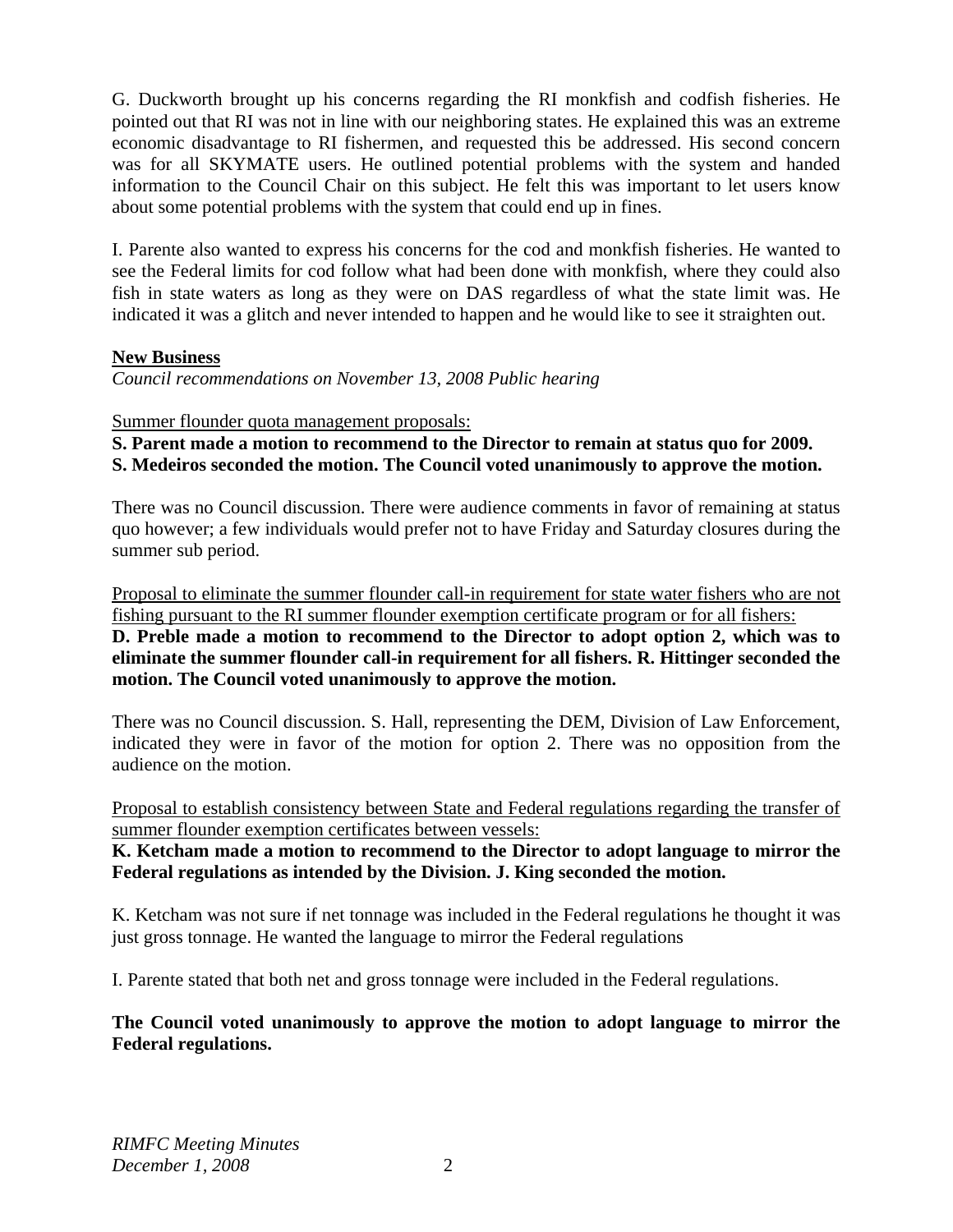G. Duckworth brought up his concerns regarding the RI monkfish and codfish fisheries. He pointed out that RI was not in line with our neighboring states. He explained this was an extreme economic disadvantage to RI fishermen, and requested this be addressed. His second concern was for all SKYMATE users. He outlined potential problems with the system and handed information to the Council Chair on this subject. He felt this was important to let users know about some potential problems with the system that could end up in fines.

I. Parente also wanted to express his concerns for the cod and monkfish fisheries. He wanted to see the Federal limits for cod follow what had been done with monkfish, where they could also fish in state waters as long as they were on DAS regardless of what the state limit was. He indicated it was a glitch and never intended to happen and he would like to see it straighten out.

**New Business**

*Council recommendations on November 13, 2008 Public hearing*

Summer flounder quota management proposals:

**S. Parent made a motion to recommend to the Director to remain at status quo for 2009. S. Medeiros seconded the motion. The Council voted unanimously to approve the motion.**

There was no Council discussion. There were audience comments in favor of remaining at status quo however; a few individuals would prefer not to have Friday and Saturday closures during the summer sub period.

Proposal to eliminate the summer flounder call-in requirement for state water fishers who are not fishing pursuant to the RI summer flounder exemption certificate program or for all fishers:

**D. Preble made a motion to recommend to the Director to adopt option 2, which was to eliminate the summer flounder call-in requirement for all fishers. R. Hittinger seconded the motion. The Council voted unanimously to approve the motion.**

There was no Council discussion. S. Hall, representing the DEM, Division of Law Enforcement, indicated they were in favor of the motion for option 2. There was no opposition from the audience on the motion.

Proposal to establish consistency between State and Federal regulations regarding the transfer of summer flounder exemption certificates between vessels:

**K. Ketcham made a motion to recommend to the Director to adopt language to mirror the Federal regulations as intended by the Division. J. King seconded the motion.**

K. Ketcham was not sure if net tonnage was included in the Federal regulations he thought it was just gross tonnage. He wanted the language to mirror the Federal regulations

I. Parente stated that both net and gross tonnage were included in the Federal regulations.

**The Council voted unanimously to approve the motion to adopt language to mirror the Federal regulations.**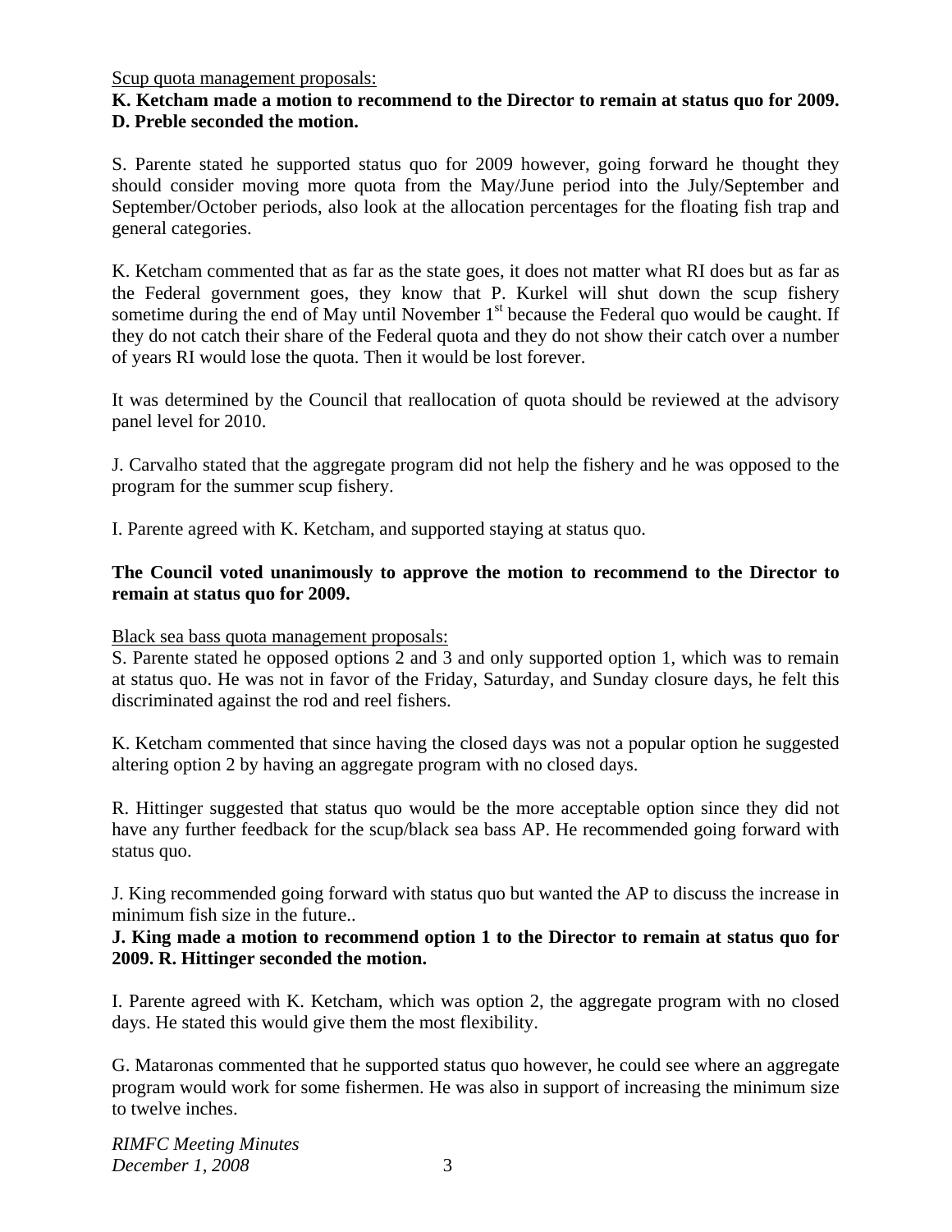Scup quota management proposals:

**K. Ketcham made a motion to recommend to the Director to remain at status quo for 2009. D. Preble seconded the motion.**

S. Parente stated he supported status quo for 2009 however, going forward he thought they should consider moving more quota from the May/June period into the July/September and September/October periods, also look at the allocation percentages for the floating fish trap and general categories.

K. Ketcham commented that as far as the state goes, it does not matter what RI does but as far as the Federal government goes, they know that P. Kurkel will shut down the scup fishery sometime during the end of May until November 1st because the Federal quo would be caught. If they do not catch their share of the Federal quota and they do not show their catch over a number of years RI would lose the quota. Then it would be lost forever.

It was determined by the Council that reallocation of quota should be reviewed at the advisory panel level for 2010.

J. Carvalho stated that the aggregate program did not help the fishery and he was opposed to the program for the summer scup fishery.

I. Parente agreed with K. Ketcham, and supported staying at status quo.

**The Council voted unanimously to approve the motion to recommend to the Director to remain at status quo for 2009.**

Black sea bass quota management proposals:

S. Parente stated he opposed options 2 and 3 and only supported option 1, which was to remain at status quo. He was not in favor of the Friday, Saturday, and Sunday closure days, he felt this discriminated against the rod and reel fishers.

K. Ketcham commented that since having the closed days was not a popular option he suggested altering option 2 by having an aggregate program with no closed days.

R. Hittinger suggested that status quo would be the more acceptable option since they did not have any further feedback for the scup/black sea bass AP. He recommended going forward with status quo.

J. King recommended going forward with status quo but wanted the AP to discuss the increase in minimum fish size in the future..

**J. King made a motion to recommend option 1 to the Director to remain at status quo for 2009. R. Hittinger seconded the motion.**

I. Parente agreed with K. Ketcham, which was option 2, the aggregate program with no closed days. He stated this would give them the most flexibility.

G. Mataronas commented that he supported status quo however, he could see where an aggregate program would work for some fishermen. He was also in support of increasing the minimum size to twelve inches.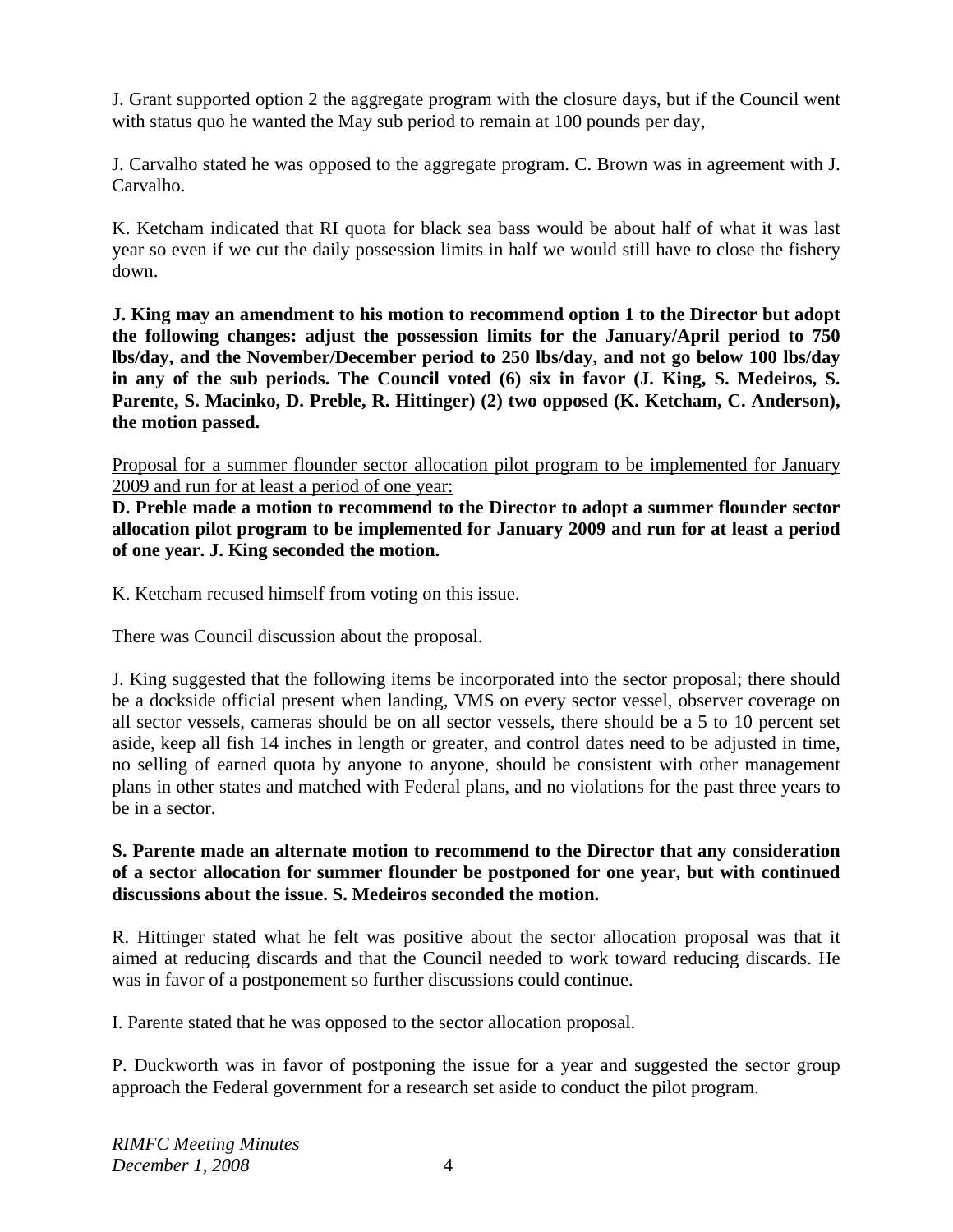J. Grant supported option 2 the aggregate program with the closure days, but if the Council went with status quo he wanted the May sub period to remain at 100 pounds per day,

J. Carvalho stated he was opposed to the aggregate program. C. Brown was in agreement with J. Carvalho.

K. Ketcham indicated that RI quota for black sea bass would be about half of what it was last year so even if we cut the daily possession limits in half we would still have to close the fishery down.

**J. King may an amendment to his motion to recommend option 1 to the Director but adopt the following changes: adjust the possession limits for the January/April period to 750 lbs/day, and the November/December period to 250 lbs/day, and not go below 100 lbs/day in any of the sub periods. The Council voted (6) six in favor (J. King, S. Medeiros, S. Parente, S. Macinko, D. Preble, R. Hittinger) (2) two opposed (K. Ketcham, C. Anderson), the motion passed.**

<u>Proposal for a summer flounder sector allocation pilot program to be implemented for January 2009 and run for at least a period of one year:</u>

**D. Preble made a motion to recommend to the Director to adopt a summer flounder sector allocation pilot program to be implemented for January 2009 and run for at least a period of one year. J. King seconded the motion.**

K. Ketcham recused himself from voting on this issue.

There was Council discussion about the proposal.

J. King suggested that the following items be incorporated into the sector proposal; there should be a dockside official present when landing, VMS on every sector vessel, observer coverage on all sector vessels, cameras should be on all sector vessels, there should be a 5 to 10 percent set aside, keep all fish 14 inches in length or greater, and control dates need to be adjusted in time, no selling of earned quota by anyone to anyone, should be consistent with other management plans in other states and matched with Federal plans, and no violations for the past three years to be in a sector.

**S. Parente made an alternate motion to recommend to the Director that any consideration of a sector allocation for summer flounder be postponed for one year, but with continued discussions about the issue. S. Medeiros seconded the motion.**

R. Hittinger stated what he felt was positive about the sector allocation proposal was that it aimed at reducing discards and that the Council needed to work toward reducing discards. He was in favor of a postponement so further discussions could continue.

I. Parente stated that he was opposed to the sector allocation proposal.

P. Duckworth was in favor of postponing the issue for a year and suggested the sector group approach the Federal government for a research set aside to conduct the pilot program.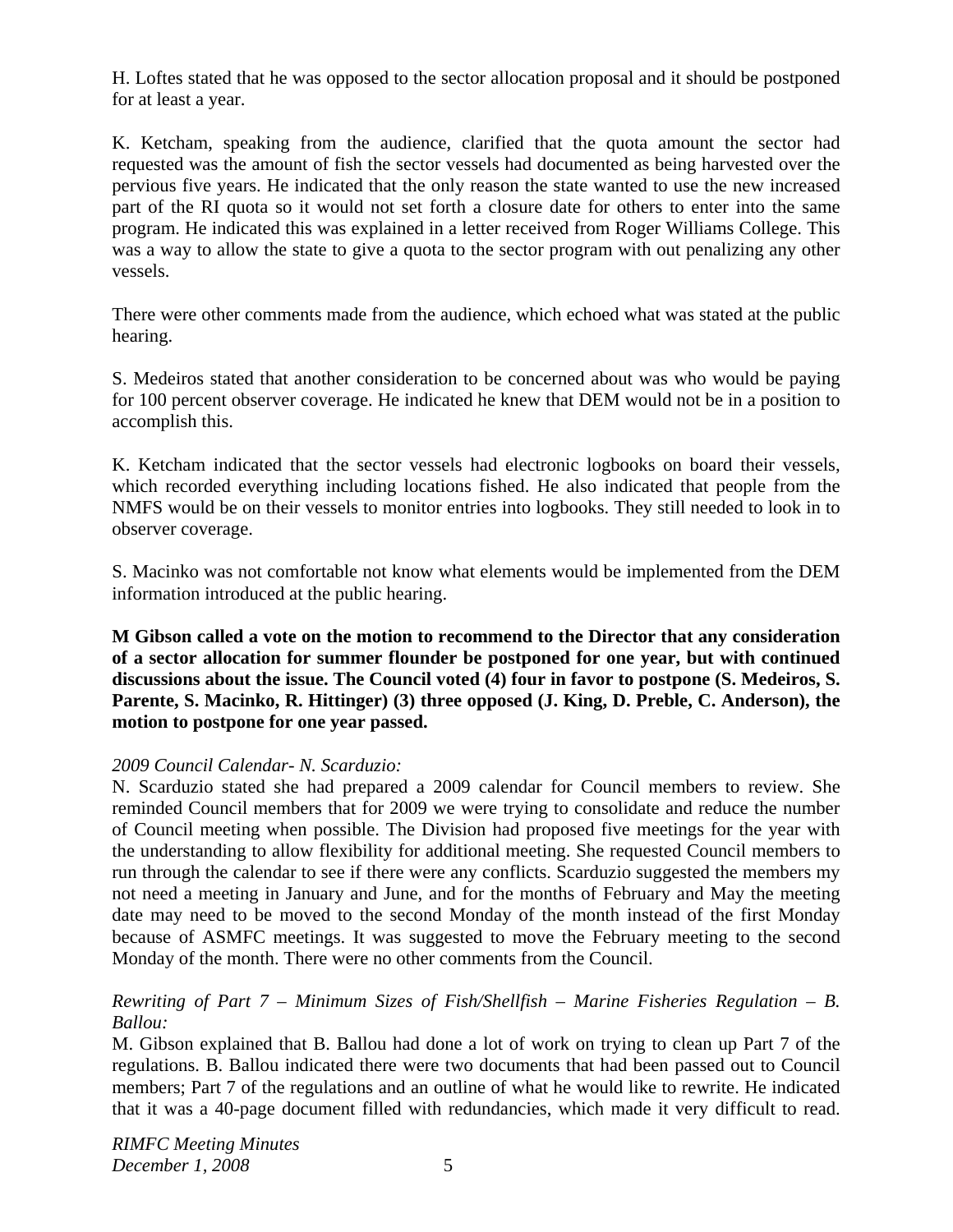H. Loftes stated that he was opposed to the sector allocation proposal and it should be postponed for at least a year.

K. Ketcham, speaking from the audience, clarified that the quota amount the sector had requested was the amount of fish the sector vessels had documented as being harvested over the pervious five years. He indicated that the only reason the state wanted to use the new increased part of the RI quota so it would not set forth a closure date for others to enter into the same program. He indicated this was explained in a letter received from Roger Williams College. This was a way to allow the state to give a quota to the sector program with out penalizing any other vessels.

There were other comments made from the audience, which echoed what was stated at the public hearing.

S. Medeiros stated that another consideration to be concerned about was who would be paying for 100 percent observer coverage. He indicated he knew that DEM would not be in a position to accomplish this.

K. Ketcham indicated that the sector vessels had electronic logbooks on board their vessels, which recorded everything including locations fished. He also indicated that people from the NMFS would be on their vessels to monitor entries into logbooks. They still needed to look in to observer coverage.

S. Macinko was not comfortable not know what elements would be implemented from the DEM information introduced at the public hearing.

**M Gibson called a vote on the motion to recommend to the Director that any consideration of a sector allocation for summer flounder be postponed for one year, but with continued discussions about the issue. The Council voted (4) four in favor to postpone (S. Medeiros, S. Parente, S. Macinko, R. Hittinger) (3) three opposed (J. King, D. Preble, C. Anderson), the motion to postpone for one year passed.**

*2009 Council Calendar- N. Scarduzio:*
N. Scarduzio stated she had prepared a 2009 calendar for Council members to review. She reminded Council members that for 2009 we were trying to consolidate and reduce the number of Council meeting when possible. The Division had proposed five meetings for the year with the understanding to allow flexibility for additional meeting. She requested Council members to run through the calendar to see if there were any conflicts. Scarduzio suggested the members my not need a meeting in January and June, and for the months of February and May the meeting date may need to be moved to the second Monday of the month instead of the first Monday because of ASMFC meetings. It was suggested to move the February meeting to the second Monday of the month. There were no other comments from the Council.

*Rewriting of Part 7 – Minimum Sizes of Fish/Shellfish – Marine Fisheries Regulation – B. Ballou:*
M. Gibson explained that B. Ballou had done a lot of work on trying to clean up Part 7 of the regulations. B. Ballou indicated there were two documents that had been passed out to Council members; Part 7 of the regulations and an outline of what he would like to rewrite. He indicated that it was a 40-page document filled with redundancies, which made it very difficult to read.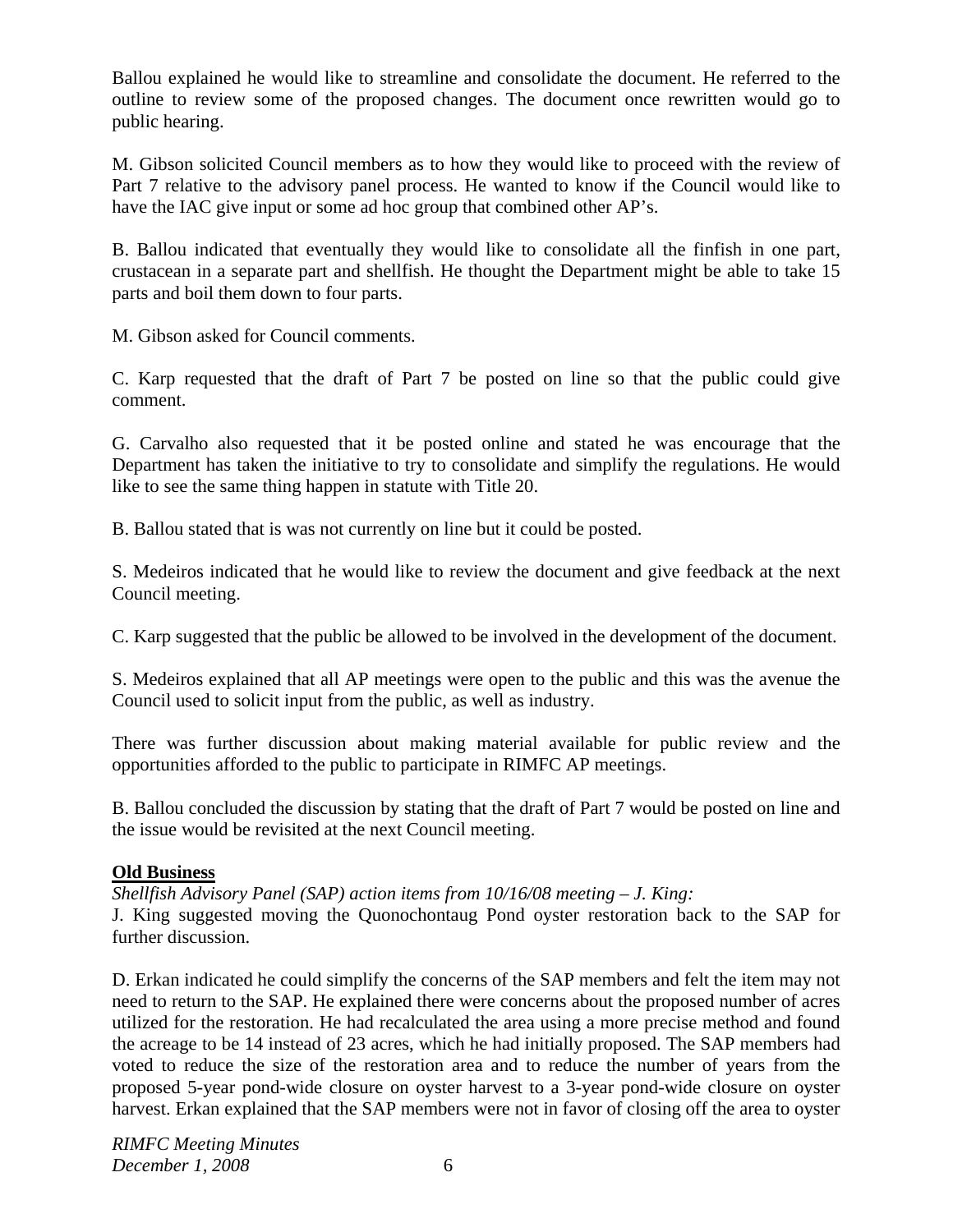Ballou explained he would like to streamline and consolidate the document. He referred to the outline to review some of the proposed changes. The document once rewritten would go to public hearing.

M. Gibson solicited Council members as to how they would like to proceed with the review of Part 7 relative to the advisory panel process. He wanted to know if the Council would like to have the IAC give input or some ad hoc group that combined other AP's.

B. Ballou indicated that eventually they would like to consolidate all the finfish in one part, crustacean in a separate part and shellfish. He thought the Department might be able to take 15 parts and boil them down to four parts.

M. Gibson asked for Council comments.

C. Karp requested that the draft of Part 7 be posted on line so that the public could give comment.

G. Carvalho also requested that it be posted online and stated he was encourage that the Department has taken the initiative to try to consolidate and simplify the regulations. He would like to see the same thing happen in statute with Title 20.

B. Ballou stated that is was not currently on line but it could be posted.

S. Medeiros indicated that he would like to review the document and give feedback at the next Council meeting.

C. Karp suggested that the public be allowed to be involved in the development of the document.

S. Medeiros explained that all AP meetings were open to the public and this was the avenue the Council used to solicit input from the public, as well as industry.

There was further discussion about making material available for public review and the opportunities afforded to the public to participate in RIMFC AP meetings.

B. Ballou concluded the discussion by stating that the draft of Part 7 would be posted on line and the issue would be revisited at the next Council meeting.

**Old Business**

*Shellfish Advisory Panel (SAP) action items from 10/16/08 meeting – J. King:*

J. King suggested moving the Quonochontaug Pond oyster restoration back to the SAP for further discussion.

D. Erkan indicated he could simplify the concerns of the SAP members and felt the item may not need to return to the SAP. He explained there were concerns about the proposed number of acres utilized for the restoration. He had recalculated the area using a more precise method and found the acreage to be 14 instead of 23 acres, which he had initially proposed. The SAP members had voted to reduce the size of the restoration area and to reduce the number of years from the proposed 5-year pond-wide closure on oyster harvest to a 3-year pond-wide closure on oyster harvest. Erkan explained that the SAP members were not in favor of closing off the area to oyster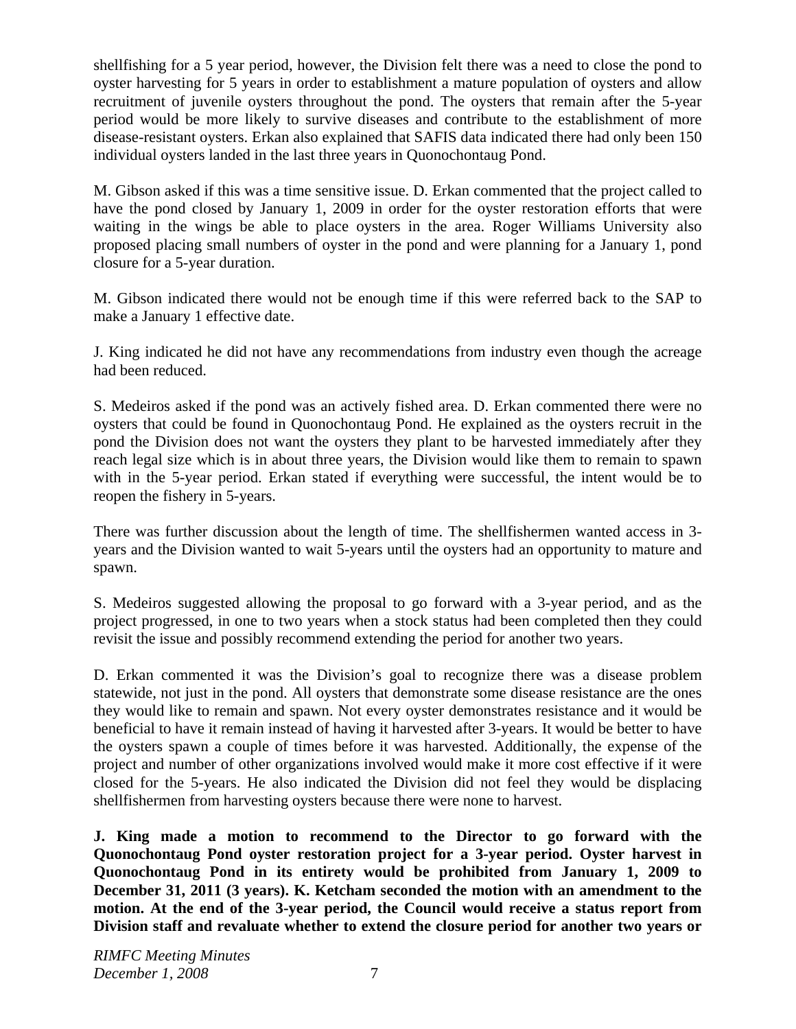shellfishing for a 5 year period, however, the Division felt there was a need to close the pond to oyster harvesting for 5 years in order to establishment a mature population of oysters and allow recruitment of juvenile oysters throughout the pond. The oysters that remain after the 5-year period would be more likely to survive diseases and contribute to the establishment of more disease-resistant oysters. Erkan also explained that SAFIS data indicated there had only been 150 individual oysters landed in the last three years in Quonochontaug Pond.

M. Gibson asked if this was a time sensitive issue. D. Erkan commented that the project called to have the pond closed by January 1, 2009 in order for the oyster restoration efforts that were waiting in the wings be able to place oysters in the area. Roger Williams University also proposed placing small numbers of oyster in the pond and were planning for a January 1, pond closure for a 5-year duration.

M. Gibson indicated there would not be enough time if this were referred back to the SAP to make a January 1 effective date.

J. King indicated he did not have any recommendations from industry even though the acreage had been reduced.

S. Medeiros asked if the pond was an actively fished area. D. Erkan commented there were no oysters that could be found in Quonochontaug Pond. He explained as the oysters recruit in the pond the Division does not want the oysters they plant to be harvested immediately after they reach legal size which is in about three years, the Division would like them to remain to spawn with in the 5-year period. Erkan stated if everything were successful, the intent would be to reopen the fishery in 5-years.

There was further discussion about the length of time. The shellfishermen wanted access in 3-years and the Division wanted to wait 5-years until the oysters had an opportunity to mature and spawn.

S. Medeiros suggested allowing the proposal to go forward with a 3-year period, and as the project progressed, in one to two years when a stock status had been completed then they could revisit the issue and possibly recommend extending the period for another two years.

D. Erkan commented it was the Division's goal to recognize there was a disease problem statewide, not just in the pond. All oysters that demonstrate some disease resistance are the ones they would like to remain and spawn. Not every oyster demonstrates resistance and it would be beneficial to have it remain instead of having it harvested after 3-years. It would be better to have the oysters spawn a couple of times before it was harvested. Additionally, the expense of the project and number of other organizations involved would make it more cost effective if it were closed for the 5-years. He also indicated the Division did not feel they would be displacing shellfishermen from harvesting oysters because there were none to harvest.

**J. King made a motion to recommend to the Director to go forward with the Quonochontaug Pond oyster restoration project for a 3-year period. Oyster harvest in Quonochontaug Pond in its entirety would be prohibited from January 1, 2009 to December 31, 2011 (3 years). K. Ketcham seconded the motion with an amendment to the motion. At the end of the 3-year period, the Council would receive a status report from Division staff and revaluate whether to extend the closure period for another two years or**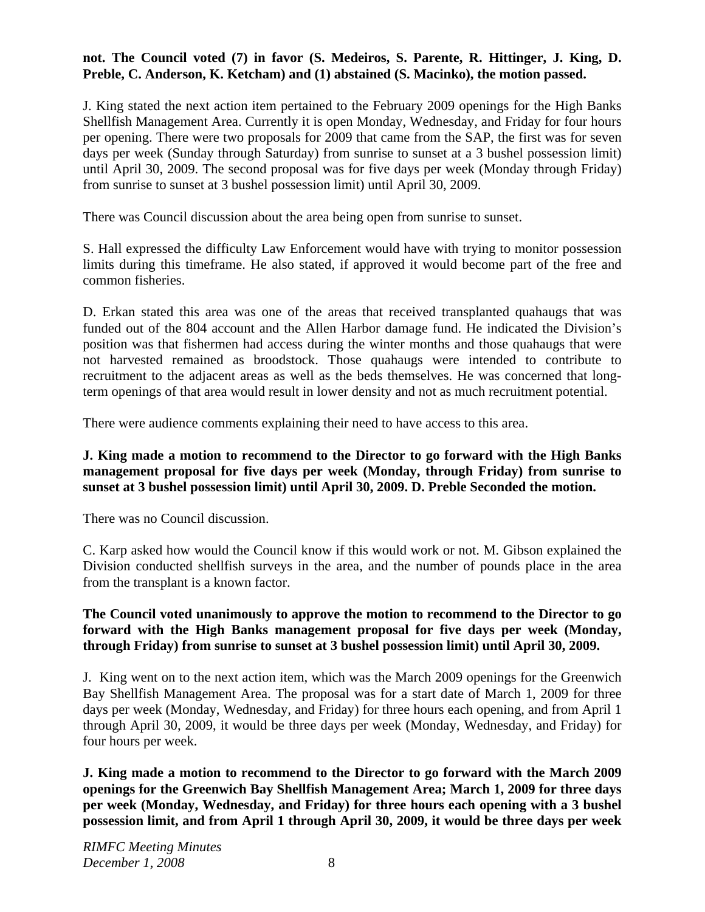**not. The Council voted (7) in favor (S. Medeiros, S. Parente, R. Hittinger, J. King, D. Preble, C. Anderson, K. Ketcham) and (1) abstained (S. Macinko), the motion passed.**

J. King stated the next action item pertained to the February 2009 openings for the High Banks Shellfish Management Area. Currently it is open Monday, Wednesday, and Friday for four hours per opening. There were two proposals for 2009 that came from the SAP, the first was for seven days per week (Sunday through Saturday) from sunrise to sunset at a 3 bushel possession limit) until April 30, 2009. The second proposal was for five days per week (Monday through Friday) from sunrise to sunset at 3 bushel possession limit) until April 30, 2009.

There was Council discussion about the area being open from sunrise to sunset.

S. Hall expressed the difficulty Law Enforcement would have with trying to monitor possession limits during this timeframe. He also stated, if approved it would become part of the free and common fisheries.

D. Erkan stated this area was one of the areas that received transplanted quahaugs that was funded out of the 804 account and the Allen Harbor damage fund. He indicated the Division's position was that fishermen had access during the winter months and those quahaugs that were not harvested remained as broodstock. Those quahaugs were intended to contribute to recruitment to the adjacent areas as well as the beds themselves. He was concerned that long-term openings of that area would result in lower density and not as much recruitment potential.

There were audience comments explaining their need to have access to this area.

**J. King made a motion to recommend to the Director to go forward with the High Banks management proposal for five days per week (Monday, through Friday) from sunrise to sunset at 3 bushel possession limit) until April 30, 2009. D. Preble Seconded the motion.**

There was no Council discussion.

C. Karp asked how would the Council know if this would work or not. M. Gibson explained the Division conducted shellfish surveys in the area, and the number of pounds place in the area from the transplant is a known factor.

**The Council voted unanimously to approve the motion to recommend to the Director to go forward with the High Banks management proposal for five days per week (Monday, through Friday) from sunrise to sunset at 3 bushel possession limit) until April 30, 2009.**

J. King went on to the next action item, which was the March 2009 openings for the Greenwich Bay Shellfish Management Area. The proposal was for a start date of March 1, 2009 for three days per week (Monday, Wednesday, and Friday) for three hours each opening, and from April 1 through April 30, 2009, it would be three days per week (Monday, Wednesday, and Friday) for four hours per week.

**J. King made a motion to recommend to the Director to go forward with the March 2009 openings for the Greenwich Bay Shellfish Management Area; March 1, 2009 for three days per week (Monday, Wednesday, and Friday) for three hours each opening with a 3 bushel possession limit, and from April 1 through April 30, 2009, it would be three days per week**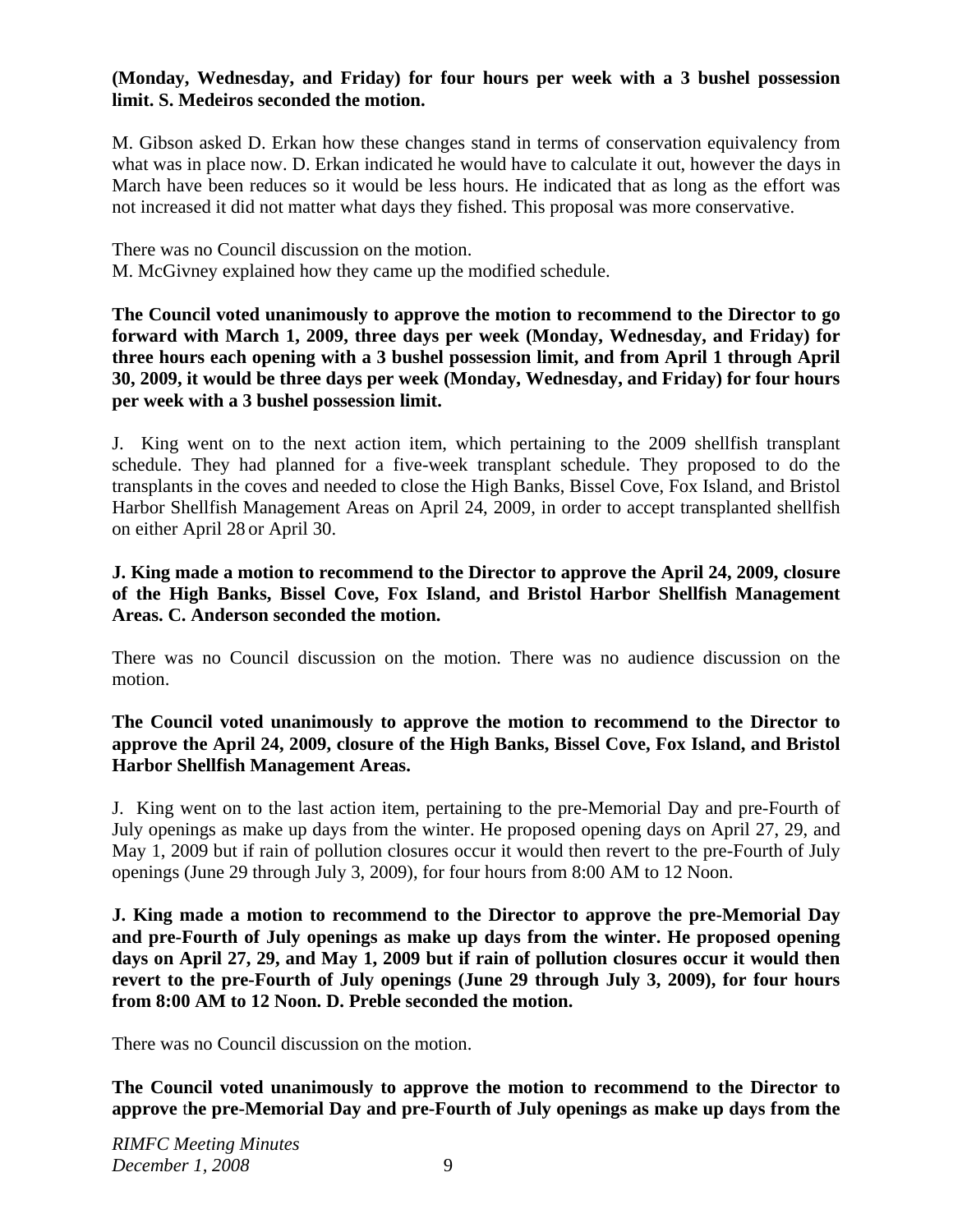**(Monday, Wednesday, and Friday) for four hours per week with a 3 bushel possession limit. S. Medeiros seconded the motion.**

M. Gibson asked D. Erkan how these changes stand in terms of conservation equivalency from what was in place now. D. Erkan indicated he would have to calculate it out, however the days in March have been reduces so it would be less hours. He indicated that as long as the effort was not increased it did not matter what days they fished. This proposal was more conservative.

There was no Council discussion on the motion.
M. McGivney explained how they came up the modified schedule.

**The Council voted unanimously to approve the motion to recommend to the Director to go forward with March 1, 2009, three days per week (Monday, Wednesday, and Friday) for three hours each opening with a 3 bushel possession limit, and from April 1 through April 30, 2009, it would be three days per week (Monday, Wednesday, and Friday) for four hours per week with a 3 bushel possession limit.**

J. King went on to the next action item, which pertaining to the 2009 shellfish transplant schedule. They had planned for a five-week transplant schedule. They proposed to do the transplants in the coves and needed to close the High Banks, Bissel Cove, Fox Island, and Bristol Harbor Shellfish Management Areas on April 24, 2009, in order to accept transplanted shellfish on either April 28 or April 30.

**J. King made a motion to recommend to the Director to approve the April 24, 2009, closure of the High Banks, Bissel Cove, Fox Island, and Bristol Harbor Shellfish Management Areas. C. Anderson seconded the motion.**

There was no Council discussion on the motion. There was no audience discussion on the motion.

**The Council voted unanimously to approve the motion to recommend to the Director to approve the April 24, 2009, closure of the High Banks, Bissel Cove, Fox Island, and Bristol Harbor Shellfish Management Areas.**

J. King went on to the last action item, pertaining to the pre-Memorial Day and pre-Fourth of July openings as make up days from the winter. He proposed opening days on April 27, 29, and May 1, 2009 but if rain of pollution closures occur it would then revert to the pre-Fourth of July openings (June 29 through July 3, 2009), for four hours from 8:00 AM to 12 Noon.

**J. King made a motion to recommend to the Director to approve the pre-Memorial Day and pre-Fourth of July openings as make up days from the winter. He proposed opening days on April 27, 29, and May 1, 2009 but if rain of pollution closures occur it would then revert to the pre-Fourth of July openings (June 29 through July 3, 2009), for four hours from 8:00 AM to 12 Noon. D. Preble seconded the motion.**

There was no Council discussion on the motion.

**The Council voted unanimously to approve the motion to recommend to the Director to approve the pre-Memorial Day and pre-Fourth of July openings as make up days from the**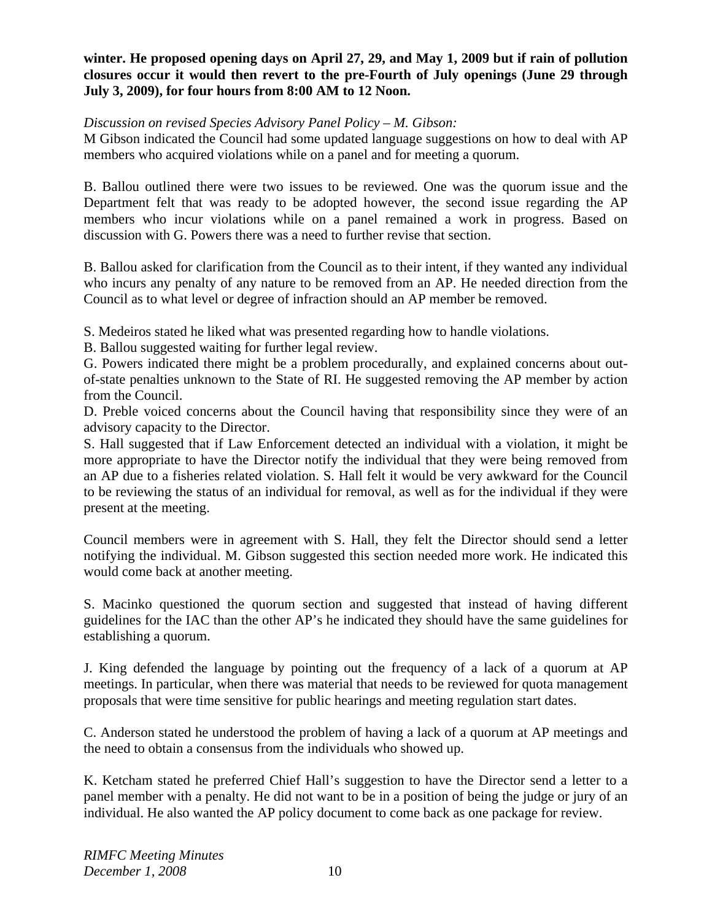**winter. He proposed opening days on April 27, 29, and May 1, 2009 but if rain of pollution closures occur it would then revert to the pre-Fourth of July openings (June 29 through July 3, 2009), for four hours from 8:00 AM to 12 Noon.**

*Discussion on revised Species Advisory Panel Policy – M. Gibson:*
M Gibson indicated the Council had some updated language suggestions on how to deal with AP members who acquired violations while on a panel and for meeting a quorum.

B. Ballou outlined there were two issues to be reviewed. One was the quorum issue and the Department felt that was ready to be adopted however, the second issue regarding the AP members who incur violations while on a panel remained a work in progress. Based on discussion with G. Powers there was a need to further revise that section.

B. Ballou asked for clarification from the Council as to their intent, if they wanted any individual who incurs any penalty of any nature to be removed from an AP. He needed direction from the Council as to what level or degree of infraction should an AP member be removed.

S. Medeiros stated he liked what was presented regarding how to handle violations.
B. Ballou suggested waiting for further legal review.
G. Powers indicated there might be a problem procedurally, and explained concerns about out-of-state penalties unknown to the State of RI. He suggested removing the AP member by action from the Council.
D. Preble voiced concerns about the Council having that responsibility since they were of an advisory capacity to the Director.
S. Hall suggested that if Law Enforcement detected an individual with a violation, it might be more appropriate to have the Director notify the individual that they were being removed from an AP due to a fisheries related violation. S. Hall felt it would be very awkward for the Council to be reviewing the status of an individual for removal, as well as for the individual if they were present at the meeting.

Council members were in agreement with S. Hall, they felt the Director should send a letter notifying the individual. M. Gibson suggested this section needed more work. He indicated this would come back at another meeting.

S. Macinko questioned the quorum section and suggested that instead of having different guidelines for the IAC than the other AP's he indicated they should have the same guidelines for establishing a quorum.

J. King defended the language by pointing out the frequency of a lack of a quorum at AP meetings. In particular, when there was material that needs to be reviewed for quota management proposals that were time sensitive for public hearings and meeting regulation start dates.

C. Anderson stated he understood the problem of having a lack of a quorum at AP meetings and the need to obtain a consensus from the individuals who showed up.

K. Ketcham stated he preferred Chief Hall's suggestion to have the Director send a letter to a panel member with a penalty. He did not want to be in a position of being the judge or jury of an individual. He also wanted the AP policy document to come back as one package for review.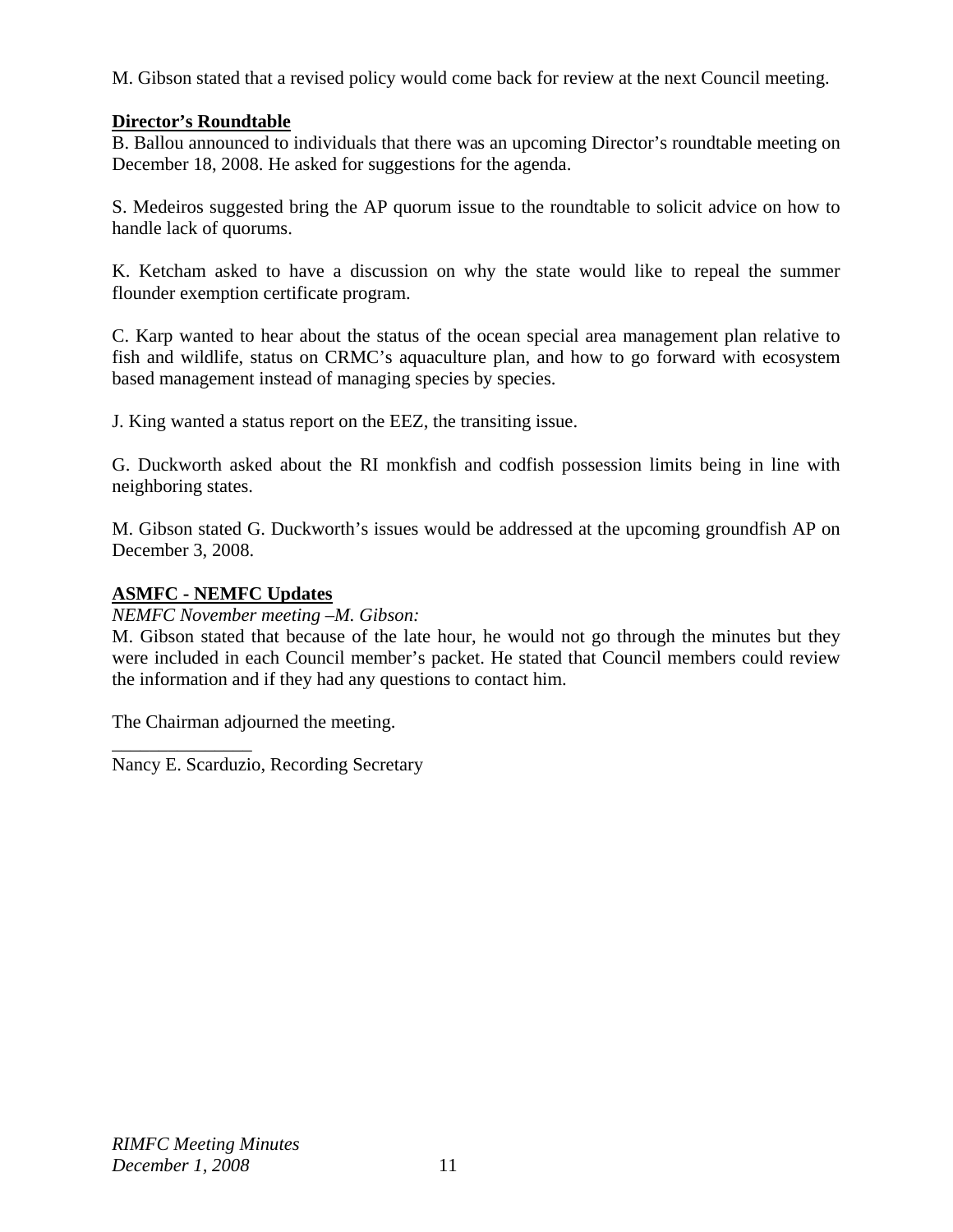M. Gibson stated that a revised policy would come back for review at the next Council meeting.

**Director's Roundtable**

B. Ballou announced to individuals that there was an upcoming Director's roundtable meeting on December 18, 2008. He asked for suggestions for the agenda.

S. Medeiros suggested bring the AP quorum issue to the roundtable to solicit advice on how to handle lack of quorums.

K. Ketcham asked to have a discussion on why the state would like to repeal the summer flounder exemption certificate program.

C. Karp wanted to hear about the status of the ocean special area management plan relative to fish and wildlife, status on CRMC's aquaculture plan, and how to go forward with ecosystem based management instead of managing species by species.

J. King wanted a status report on the EEZ, the transiting issue.

G. Duckworth asked about the RI monkfish and codfish possession limits being in line with neighboring states.

M. Gibson stated G. Duckworth's issues would be addressed at the upcoming groundfish AP on December 3, 2008.

**ASMFC - NEMFC Updates**

*NEMFC November meeting –M. Gibson:*

M. Gibson stated that because of the late hour, he would not go through the minutes but they were included in each Council member's packet. He stated that Council members could review the information and if they had any questions to contact him.

The Chairman adjourned the meeting.

_______________

Nancy E. Scarduzio, Recording Secretary